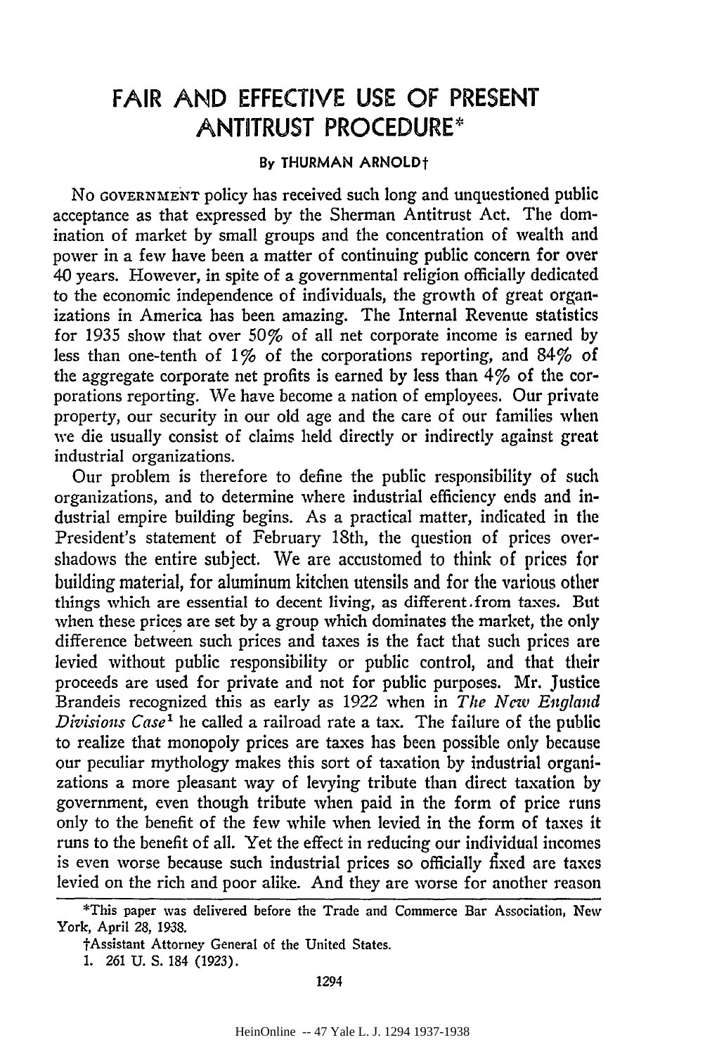# FAIR AND EFFECTIVE USE OF PRESENT ANTITRUST PROCEDURE*

By THURMAN ARNOLD†

No GOVERNMENT policy has received such long and unquestioned public acceptance as that expressed by the Sherman Antitrust Act. The domination of market by small groups and the concentration of wealth and power in a few have been a matter of continuing public concern for over 40 years. However, in spite of a governmental religion officially dedicated to the economic independence of individuals, the growth of great organizations in America has been amazing. The Internal Revenue statistics for 1935 show that over 50% of all net corporate income is earned by less than one-tenth of 1% of the corporations reporting, and 84% of the aggregate corporate net profits is earned by less than 4% of the corporations reporting. We have become a nation of employees. Our private property, our security in our old age and the care of our families when we die usually consist of claims held directly or indirectly against great industrial organizations.

Our problem is therefore to define the public responsibility of such organizations, and to determine where industrial efficiency ends and industrial empire building begins. As a practical matter, indicated in the President's statement of February 18th, the question of prices overshadows the entire subject. We are accustomed to think of prices for building material, for aluminum kitchen utensils and for the various other things which are essential to decent living, as different from taxes. But when these prices are set by a group which dominates the market, the only difference between such prices and taxes is the fact that such prices are levied without public responsibility or public control, and that their proceeds are used for private and not for public purposes. Mr. Justice Brandeis recognized this as early as 1922 when in *The New England Divisions Case*[1] he called a railroad rate a tax. The failure of the public to realize that monopoly prices are taxes has been possible only because our peculiar mythology makes this sort of taxation by industrial organizations a more pleasant way of levying tribute than direct taxation by government, even though tribute when paid in the form of price runs only to the benefit of the few while when levied in the form of taxes it runs to the benefit of all. Yet the effect in reducing our individual incomes is even worse because such industrial prices so officially fixed are taxes levied on the rich and poor alike. And they are worse for another reason

---

*This paper was delivered before the Trade and Commerce Bar Association, New York, April 28, 1938.

†Assistant Attorney General of the United States.

1. 261 U. S. 184 (1923).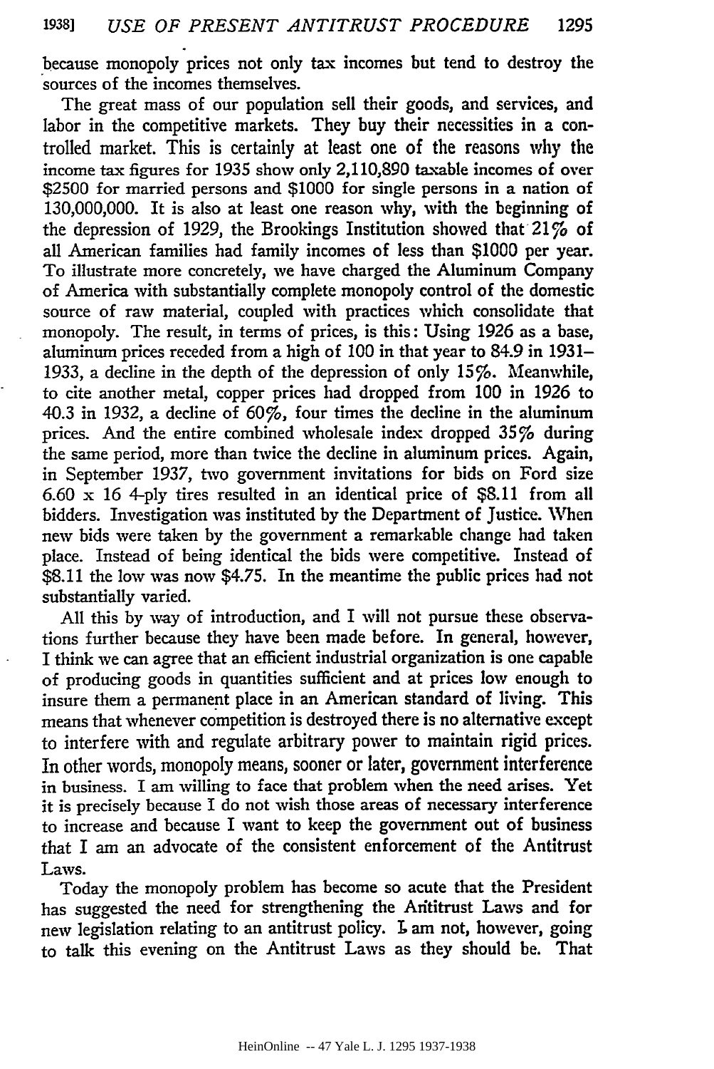because monopoly prices not only tax incomes but tend to destroy the sources of the incomes themselves.

The great mass of our population sell their goods, and services, and labor in the competitive markets. They buy their necessities in a controlled market. This is certainly at least one of the reasons why the income tax figures for 1935 show only 2,110,890 taxable incomes of over $2500 for married persons and $1000 for single persons in a nation of 130,000,000. It is also at least one reason why, with the beginning of the depression of 1929, the Brookings Institution showed that 21% of all American families had family incomes of less than $1000 per year. To illustrate more concretely, we have charged the Aluminum Company of America with substantially complete monopoly control of the domestic source of raw material, coupled with practices which consolidate that monopoly. The result, in terms of prices, is this: Using 1926 as a base, aluminum prices receded from a high of 100 in that year to 84.9 in 1931–1933, a decline in the depth of the depression of only 15%. Meanwhile, to cite another metal, copper prices had dropped from 100 in 1926 to 40.3 in 1932, a decline of 60%, four times the decline in the aluminum prices. And the entire combined wholesale index dropped 35% during the same period, more than twice the decline in aluminum prices. Again, in September 1937, two government invitations for bids on Ford size 6.60 x 16 4-ply tires resulted in an identical price of $8.11 from all bidders. Investigation was instituted by the Department of Justice. When new bids were taken by the government a remarkable change had taken place. Instead of being identical the bids were competitive. Instead of $8.11 the low was now $4.75. In the meantime the public prices had not substantially varied.

All this by way of introduction, and I will not pursue these observations further because they have been made before. In general, however, I think we can agree that an efficient industrial organization is one capable of producing goods in quantities sufficient and at prices low enough to insure them a permanent place in an American standard of living. This means that whenever competition is destroyed there is no alternative except to interfere with and regulate arbitrary power to maintain rigid prices. In other words, monopoly means, sooner or later, government interference in business. I am willing to face that problem when the need arises. Yet it is precisely because I do not wish those areas of necessary interference to increase and because I want to keep the government out of business that I am an advocate of the consistent enforcement of the Antitrust Laws.

Today the monopoly problem has become so acute that the President has suggested the need for strengthening the Antitrust Laws and for new legislation relating to an antitrust policy. I am not, however, going to talk this evening on the Antitrust Laws as they should be. That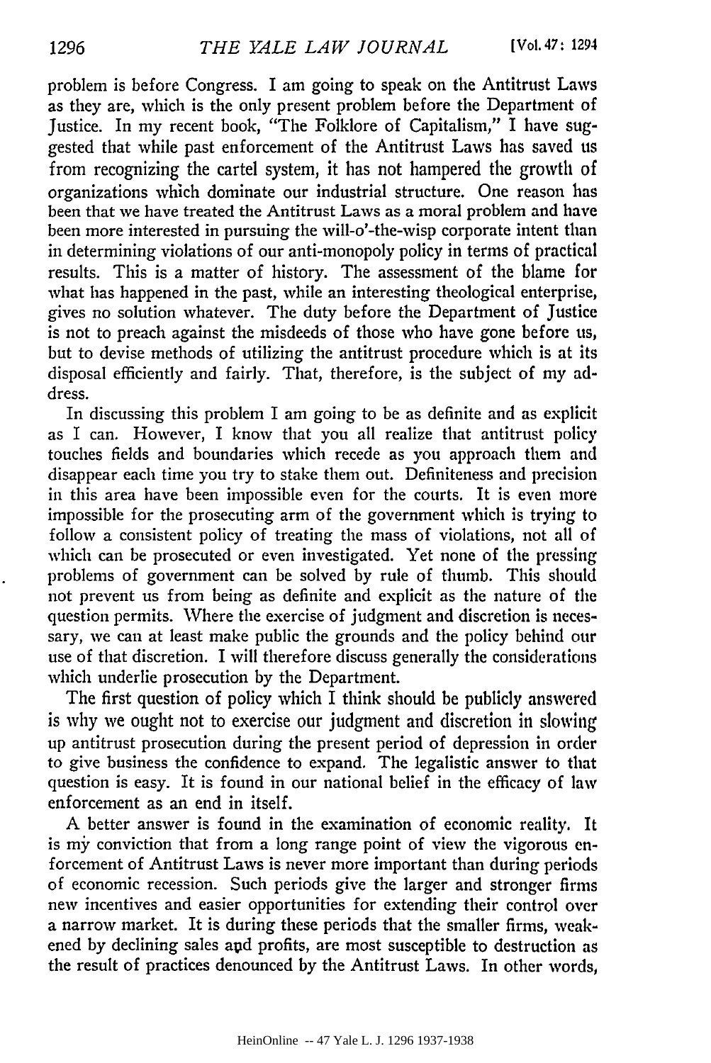problem is before Congress. I am going to speak on the Antitrust Laws as they are, which is the only present problem before the Department of Justice. In my recent book, "The Folklore of Capitalism," I have suggested that while past enforcement of the Antitrust Laws has saved us from recognizing the cartel system, it has not hampered the growth of organizations which dominate our industrial structure. One reason has been that we have treated the Antitrust Laws as a moral problem and have been more interested in pursuing the will-o'-the-wisp corporate intent than in determining violations of our anti-monopoly policy in terms of practical results. This is a matter of history. The assessment of the blame for what has happened in the past, while an interesting theological enterprise, gives no solution whatever. The duty before the Department of Justice is not to preach against the misdeeds of those who have gone before us, but to devise methods of utilizing the antitrust procedure which is at its disposal efficiently and fairly. That, therefore, is the subject of my address.

In discussing this problem I am going to be as definite and as explicit as I can. However, I know that you all realize that antitrust policy touches fields and boundaries which recede as you approach them and disappear each time you try to stake them out. Definiteness and precision in this area have been impossible even for the courts. It is even more impossible for the prosecuting arm of the government which is trying to follow a consistent policy of treating the mass of violations, not all of which can be prosecuted or even investigated. Yet none of the pressing problems of government can be solved by rule of thumb. This should not prevent us from being as definite and explicit as the nature of the question permits. Where the exercise of judgment and discretion is necessary, we can at least make public the grounds and the policy behind our use of that discretion. I will therefore discuss generally the considerations which underlie prosecution by the Department.

The first question of policy which I think should be publicly answered is why we ought not to exercise our judgment and discretion in slowing up antitrust prosecution during the present period of depression in order to give business the confidence to expand. The legalistic answer to that question is easy. It is found in our national belief in the efficacy of law enforcement as an end in itself.

A better answer is found in the examination of economic reality. It is my conviction that from a long range point of view the vigorous enforcement of Antitrust Laws is never more important than during periods of economic recession. Such periods give the larger and stronger firms new incentives and easier opportunities for extending their control over a narrow market. It is during these periods that the smaller firms, weakened by declining sales and profits, are most susceptible to destruction as the result of practices denounced by the Antitrust Laws. In other words,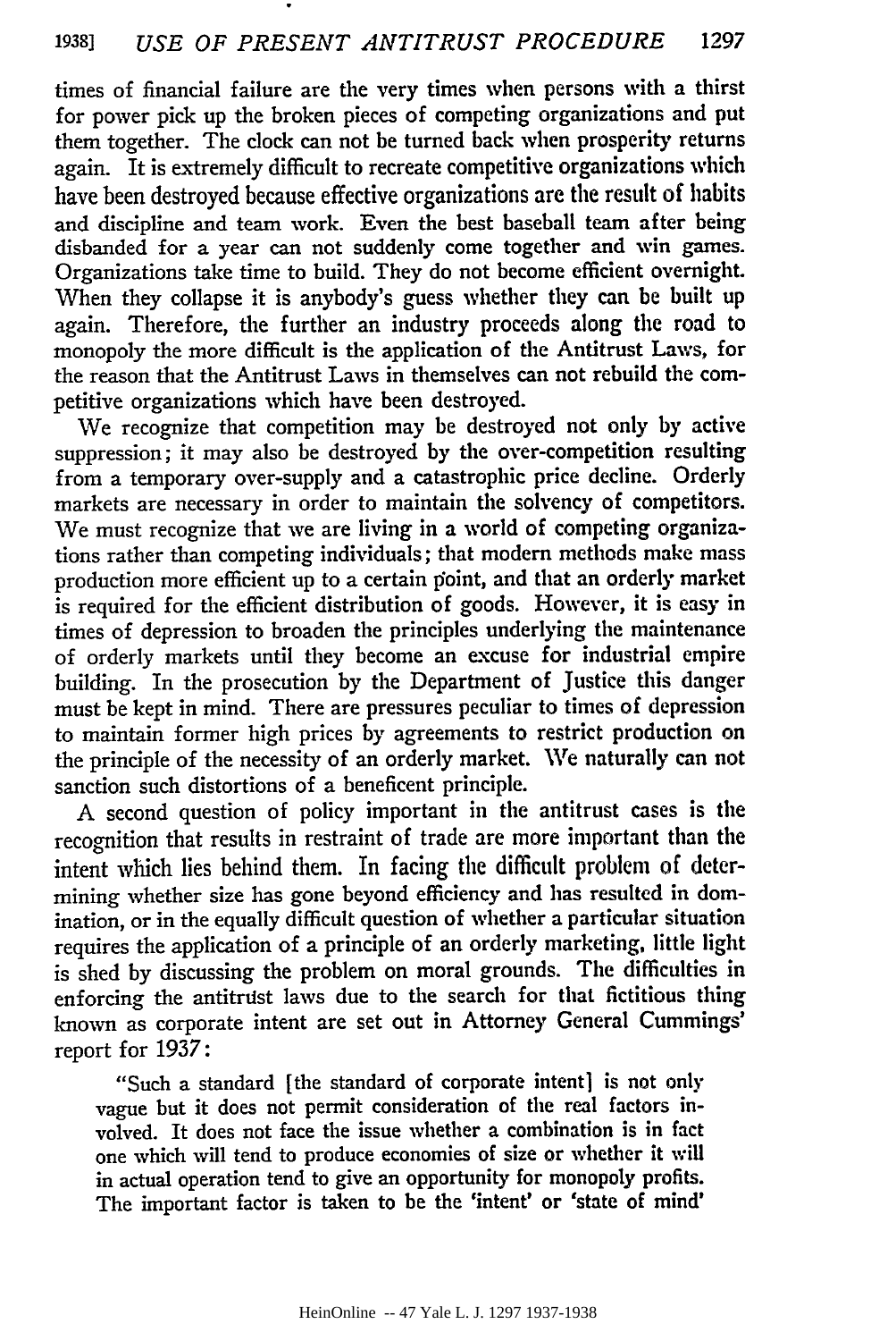times of financial failure are the very times when persons with a thirst for power pick up the broken pieces of competing organizations and put them together. The clock can not be turned back when prosperity returns again. It is extremely difficult to recreate competitive organizations which have been destroyed because effective organizations are the result of habits and discipline and team work. Even the best baseball team after being disbanded for a year can not suddenly come together and win games. Organizations take time to build. They do not become efficient overnight. When they collapse it is anybody's guess whether they can be built up again. Therefore, the further an industry proceeds along the road to monopoly the more difficult is the application of the Antitrust Laws, for the reason that the Antitrust Laws in themselves can not rebuild the competitive organizations which have been destroyed.

We recognize that competition may be destroyed not only by active suppression; it may also be destroyed by the over-competition resulting from a temporary over-supply and a catastrophic price decline. Orderly markets are necessary in order to maintain the solvency of competitors. We must recognize that we are living in a world of competing organizations rather than competing individuals; that modern methods make mass production more efficient up to a certain point, and that an orderly market is required for the efficient distribution of goods. However, it is easy in times of depression to broaden the principles underlying the maintenance of orderly markets until they become an excuse for industrial empire building. In the prosecution by the Department of Justice this danger must be kept in mind. There are pressures peculiar to times of depression to maintain former high prices by agreements to restrict production on the principle of the necessity of an orderly market. We naturally can not sanction such distortions of a beneficent principle.

A second question of policy important in the antitrust cases is the recognition that results in restraint of trade are more important than the intent which lies behind them. In facing the difficult problem of determining whether size has gone beyond efficiency and has resulted in domination, or in the equally difficult question of whether a particular situation requires the application of a principle of an orderly marketing, little light is shed by discussing the problem on moral grounds. The difficulties in enforcing the antitrust laws due to the search for that fictitious thing known as corporate intent are set out in Attorney General Cummings' report for 1937:

> "Such a standard [the standard of corporate intent] is not only vague but it does not permit consideration of the real factors involved. It does not face the issue whether a combination is in fact one which will tend to produce economies of size or whether it will in actual operation tend to give an opportunity for monopoly profits. The important factor is taken to be the 'intent' or 'state of mind'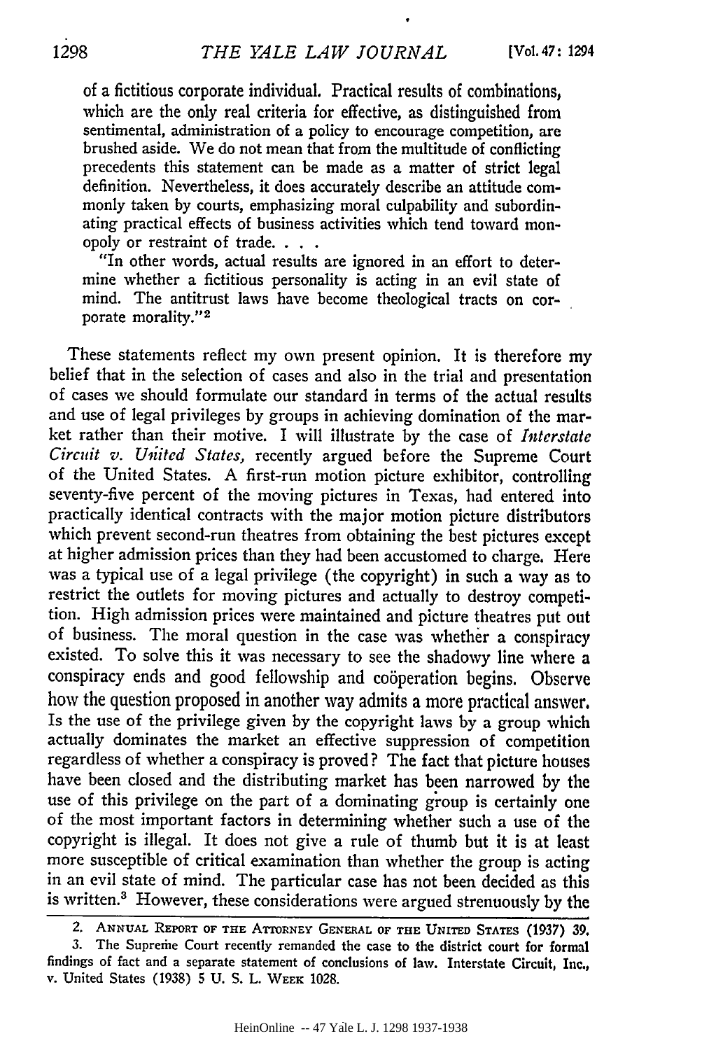of a fictitious corporate individual. Practical results of combinations, which are the only real criteria for effective, as distinguished from sentimental, administration of a policy to encourage competition, are brushed aside. We do not mean that from the multitude of conflicting precedents this statement can be made as a matter of strict legal definition. Nevertheless, it does accurately describe an attitude commonly taken by courts, emphasizing moral culpability and subordinating practical effects of business activities which tend toward monopoly or restraint of trade. . . .

"In other words, actual results are ignored in an effort to determine whether a fictitious personality is acting in an evil state of mind. The antitrust laws have become theological tracts on corporate morality."[2]

These statements reflect my own present opinion. It is therefore my belief that in the selection of cases and also in the trial and presentation of cases we should formulate our standard in terms of the actual results and use of legal privileges by groups in achieving domination of the market rather than their motive. I will illustrate by the case of *Interstate Circuit v. United States,* recently argued before the Supreme Court of the United States. A first-run motion picture exhibitor, controlling seventy-five percent of the moving pictures in Texas, had entered into practically identical contracts with the major motion picture distributors which prevent second-run theatres from obtaining the best pictures except at higher admission prices than they had been accustomed to charge. Here was a typical use of a legal privilege (the copyright) in such a way as to restrict the outlets for moving pictures and actually to destroy competition. High admission prices were maintained and picture theatres put out of business. The moral question in the case was whether a conspiracy existed. To solve this it was necessary to see the shadowy line where a conspiracy ends and good fellowship and coöperation begins. Observe how the question proposed in another way admits a more practical answer. Is the use of the privilege given by the copyright laws by a group which actually dominates the market an effective suppression of competition regardless of whether a conspiracy is proved? The fact that picture houses have been closed and the distributing market has been narrowed by the use of this privilege on the part of a dominating group is certainly one of the most important factors in determining whether such a use of the copyright is illegal. It does not give a rule of thumb but it is at least more susceptible of critical examination than whether the group is acting in an evil state of mind. The particular case has not been decided as this is written.[3] However, these considerations were argued strenuously by the

2. Annual Report of the Attorney General of the United States (1937) 39.

3. The Supreme Court recently remanded the case to the district court for formal findings of fact and a separate statement of conclusions of law. Interstate Circuit, Inc., v. United States (1938) 5 U. S. L. Week 1028.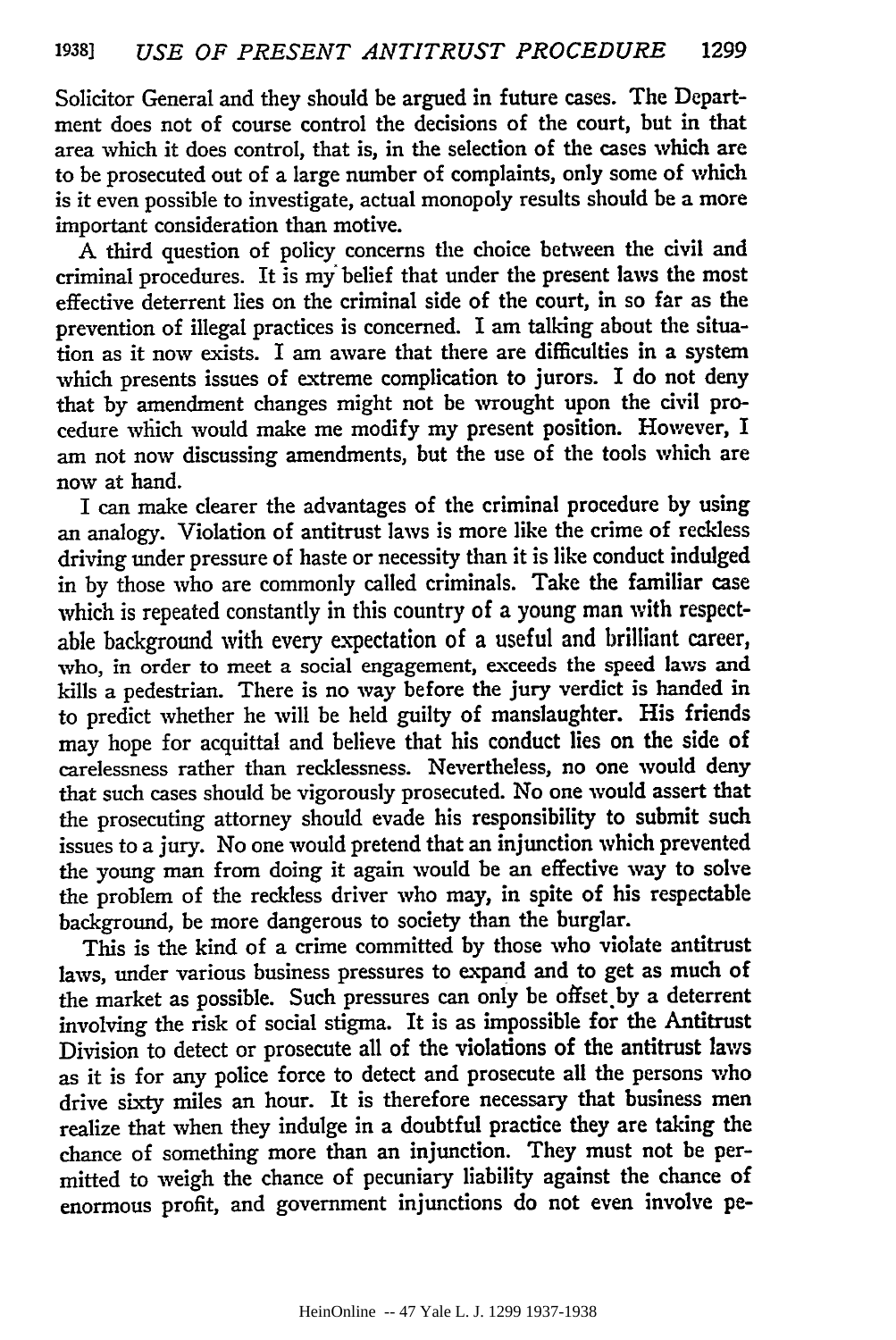Solicitor General and they should be argued in future cases. The Department does not of course control the decisions of the court, but in that area which it does control, that is, in the selection of the cases which are to be prosecuted out of a large number of complaints, only some of which is it even possible to investigate, actual monopoly results should be a more important consideration than motive.

A third question of policy concerns the choice between the civil and criminal procedures. It is my belief that under the present laws the most effective deterrent lies on the criminal side of the court, in so far as the prevention of illegal practices is concerned. I am talking about the situation as it now exists. I am aware that there are difficulties in a system which presents issues of extreme complication to jurors. I do not deny that by amendment changes might not be wrought upon the civil procedure which would make me modify my present position. However, I am not now discussing amendments, but the use of the tools which are now at hand.

I can make clearer the advantages of the criminal procedure by using an analogy. Violation of antitrust laws is more like the crime of reckless driving under pressure of haste or necessity than it is like conduct indulged in by those who are commonly called criminals. Take the familiar case which is repeated constantly in this country of a young man with respectable background with every expectation of a useful and brilliant career, who, in order to meet a social engagement, exceeds the speed laws and kills a pedestrian. There is no way before the jury verdict is handed in to predict whether he will be held guilty of manslaughter. His friends may hope for acquittal and believe that his conduct lies on the side of carelessness rather than recklessness. Nevertheless, no one would deny that such cases should be vigorously prosecuted. No one would assert that the prosecuting attorney should evade his responsibility to submit such issues to a jury. No one would pretend that an injunction which prevented the young man from doing it again would be an effective way to solve the problem of the reckless driver who may, in spite of his respectable background, be more dangerous to society than the burglar.

This is the kind of a crime committed by those who violate antitrust laws, under various business pressures to expand and to get as much of the market as possible. Such pressures can only be offset by a deterrent involving the risk of social stigma. It is as impossible for the Antitrust Division to detect or prosecute all of the violations of the antitrust laws as it is for any police force to detect and prosecute all the persons who drive sixty miles an hour. It is therefore necessary that business men realize that when they indulge in a doubtful practice they are taking the chance of something more than an injunction. They must not be permitted to weigh the chance of pecuniary liability against the chance of enormous profit, and government injunctions do not even involve pe-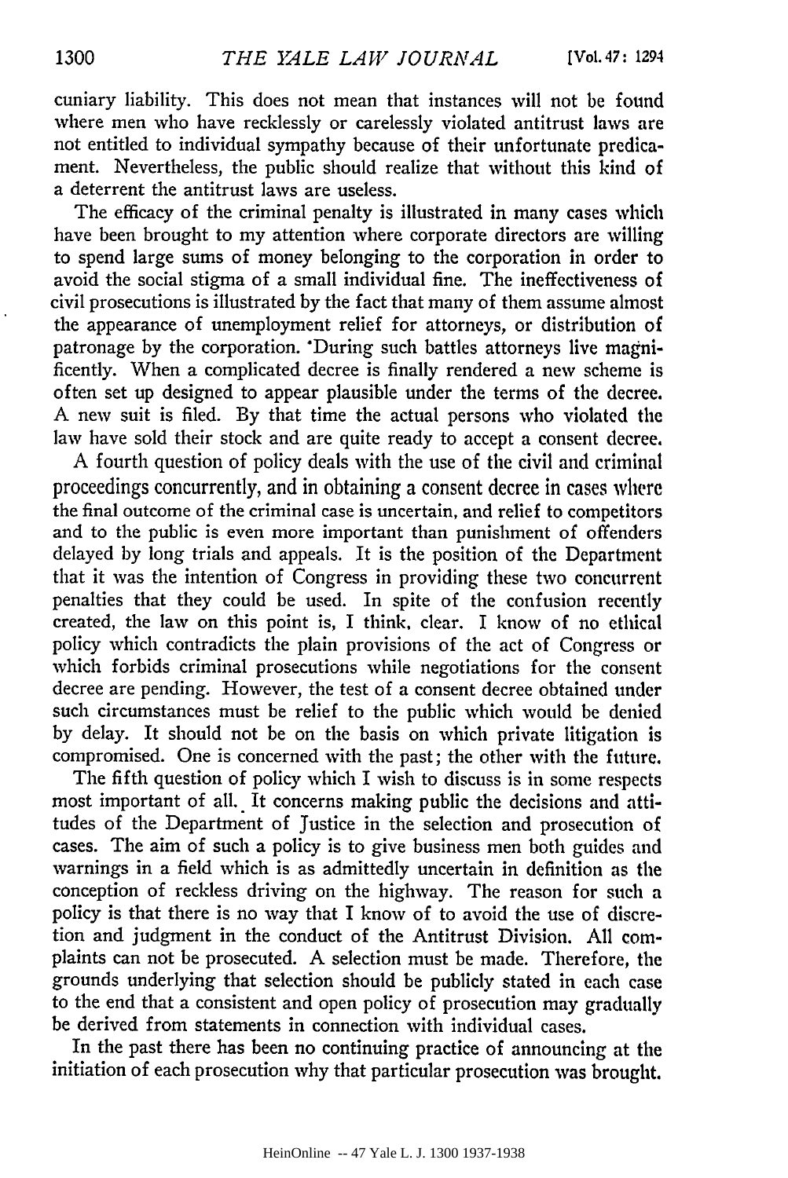cuniary liability. This does not mean that instances will not be found where men who have recklessly or carelessly violated antitrust laws are not entitled to individual sympathy because of their unfortunate predicament. Nevertheless, the public should realize that without this kind of a deterrent the antitrust laws are useless.

The efficacy of the criminal penalty is illustrated in many cases which have been brought to my attention where corporate directors are willing to spend large sums of money belonging to the corporation in order to avoid the social stigma of a small individual fine. The ineffectiveness of civil prosecutions is illustrated by the fact that many of them assume almost the appearance of unemployment relief for attorneys, or distribution of patronage by the corporation. During such battles attorneys live magnificently. When a complicated decree is finally rendered a new scheme is often set up designed to appear plausible under the terms of the decree. A new suit is filed. By that time the actual persons who violated the law have sold their stock and are quite ready to accept a consent decree.

A fourth question of policy deals with the use of the civil and criminal proceedings concurrently, and in obtaining a consent decree in cases where the final outcome of the criminal case is uncertain, and relief to competitors and to the public is even more important than punishment of offenders delayed by long trials and appeals. It is the position of the Department that it was the intention of Congress in providing these two concurrent penalties that they could be used. In spite of the confusion recently created, the law on this point is, I think, clear. I know of no ethical policy which contradicts the plain provisions of the act of Congress or which forbids criminal prosecutions while negotiations for the consent decree are pending. However, the test of a consent decree obtained under such circumstances must be relief to the public which would be denied by delay. It should not be on the basis on which private litigation is compromised. One is concerned with the past; the other with the future.

The fifth question of policy which I wish to discuss is in some respects most important of all. It concerns making public the decisions and attitudes of the Department of Justice in the selection and prosecution of cases. The aim of such a policy is to give business men both guides and warnings in a field which is as admittedly uncertain in definition as the conception of reckless driving on the highway. The reason for such a policy is that there is no way that I know of to avoid the use of discretion and judgment in the conduct of the Antitrust Division. All complaints can not be prosecuted. A selection must be made. Therefore, the grounds underlying that selection should be publicly stated in each case to the end that a consistent and open policy of prosecution may gradually be derived from statements in connection with individual cases.

In the past there has been no continuing practice of announcing at the initiation of each prosecution why that particular prosecution was brought.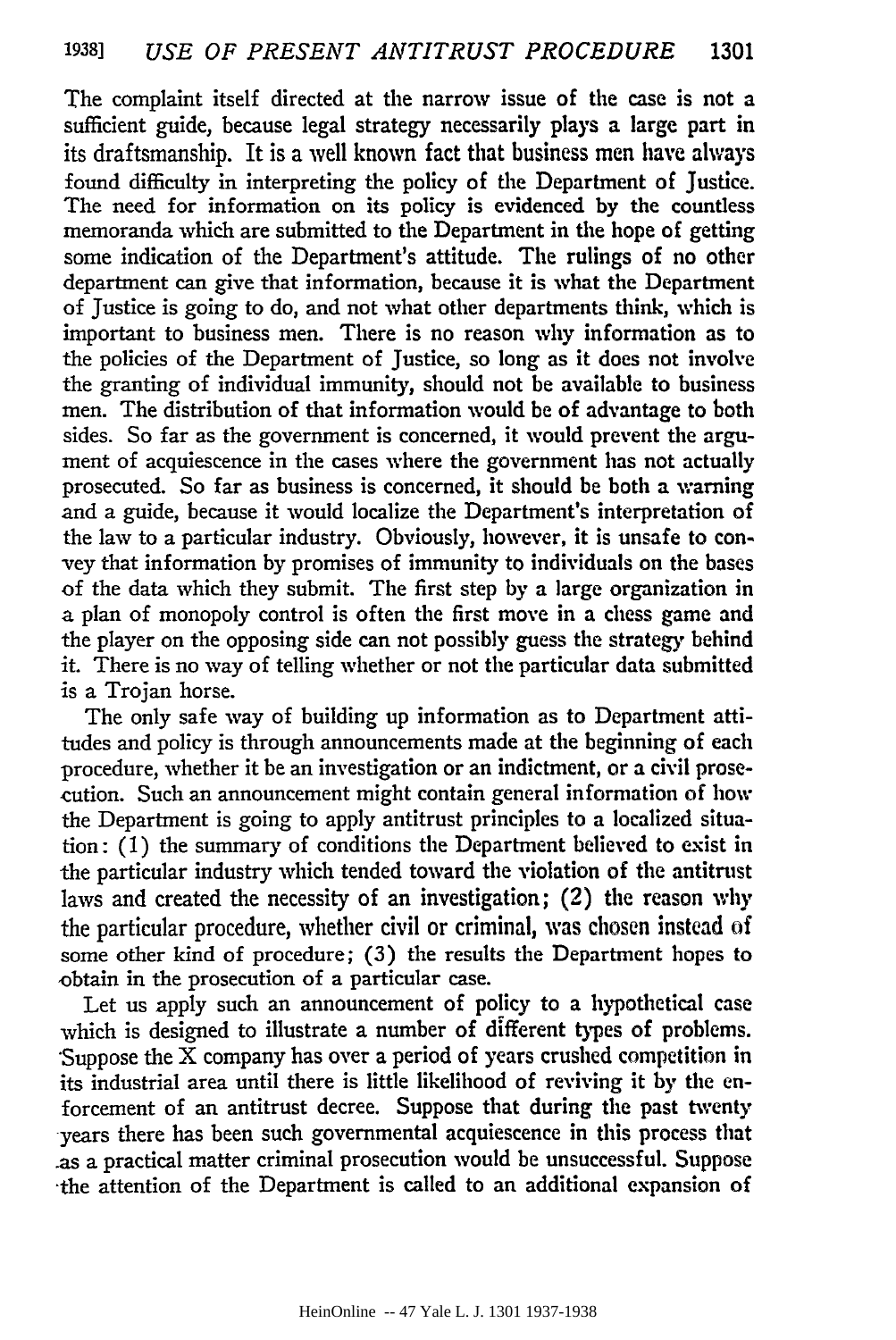The complaint itself directed at the narrow issue of the case is not a sufficient guide, because legal strategy necessarily plays a large part in its draftsmanship. It is a well known fact that business men have always found difficulty in interpreting the policy of the Department of Justice. The need for information on its policy is evidenced by the countless memoranda which are submitted to the Department in the hope of getting some indication of the Department's attitude. The rulings of no other department can give that information, because it is what the Department of Justice is going to do, and not what other departments think, which is important to business men. There is no reason why information as to the policies of the Department of Justice, so long as it does not involve the granting of individual immunity, should not be available to business men. The distribution of that information would be of advantage to both sides. So far as the government is concerned, it would prevent the argument of acquiescence in the cases where the government has not actually prosecuted. So far as business is concerned, it should be both a warning and a guide, because it would localize the Department's interpretation of the law to a particular industry. Obviously, however, it is unsafe to convey that information by promises of immunity to individuals on the bases of the data which they submit. The first step by a large organization in a plan of monopoly control is often the first move in a chess game and the player on the opposing side can not possibly guess the strategy behind it. There is no way of telling whether or not the particular data submitted is a Trojan horse.

The only safe way of building up information as to Department attitudes and policy is through announcements made at the beginning of each procedure, whether it be an investigation or an indictment, or a civil prosecution. Such an announcement might contain general information of how the Department is going to apply antitrust principles to a localized situation: (1) the summary of conditions the Department believed to exist in the particular industry which tended toward the violation of the antitrust laws and created the necessity of an investigation; (2) the reason why the particular procedure, whether civil or criminal, was chosen instead of some other kind of procedure; (3) the results the Department hopes to obtain in the prosecution of a particular case.

Let us apply such an announcement of policy to a hypothetical case which is designed to illustrate a number of different types of problems. Suppose the X company has over a period of years crushed competition in its industrial area until there is little likelihood of reviving it by the enforcement of an antitrust decree. Suppose that during the past twenty years there has been such governmental acquiescence in this process that as a practical matter criminal prosecution would be unsuccessful. Suppose the attention of the Department is called to an additional expansion of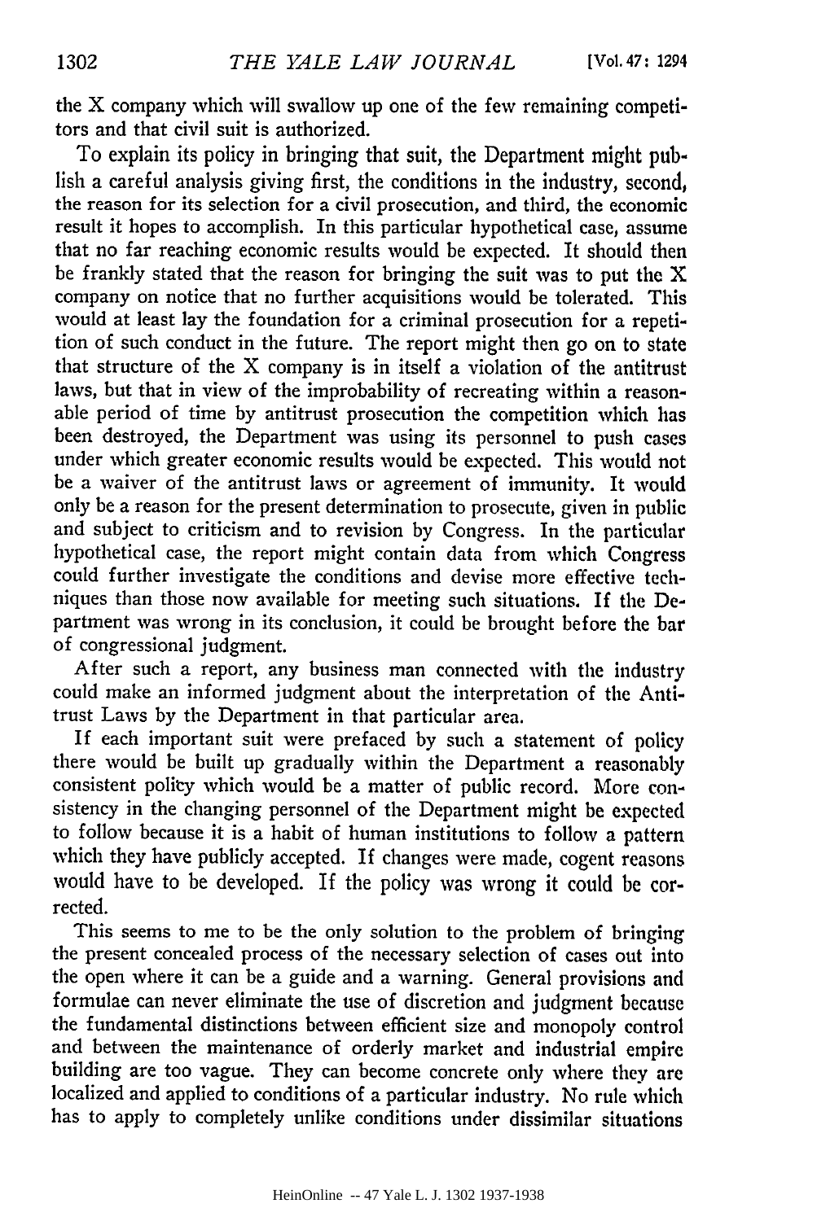the X company which will swallow up one of the few remaining competitors and that civil suit is authorized.

To explain its policy in bringing that suit, the Department might publish a careful analysis giving first, the conditions in the industry, second, the reason for its selection for a civil prosecution, and third, the economic result it hopes to accomplish. In this particular hypothetical case, assume that no far reaching economic results would be expected. It should then be frankly stated that the reason for bringing the suit was to put the X company on notice that no further acquisitions would be tolerated. This would at least lay the foundation for a criminal prosecution for a repetition of such conduct in the future. The report might then go on to state that structure of the X company is in itself a violation of the antitrust laws, but that in view of the improbability of recreating within a reasonable period of time by antitrust prosecution the competition which has been destroyed, the Department was using its personnel to push cases under which greater economic results would be expected. This would not be a waiver of the antitrust laws or agreement of immunity. It would only be a reason for the present determination to prosecute, given in public and subject to criticism and to revision by Congress. In the particular hypothetical case, the report might contain data from which Congress could further investigate the conditions and devise more effective techniques than those now available for meeting such situations. If the Department was wrong in its conclusion, it could be brought before the bar of congressional judgment.

After such a report, any business man connected with the industry could make an informed judgment about the interpretation of the Antitrust Laws by the Department in that particular area.

If each important suit were prefaced by such a statement of policy there would be built up gradually within the Department a reasonably consistent policy which would be a matter of public record. More consistency in the changing personnel of the Department might be expected to follow because it is a habit of human institutions to follow a pattern which they have publicly accepted. If changes were made, cogent reasons would have to be developed. If the policy was wrong it could be corrected.

This seems to me to be the only solution to the problem of bringing the present concealed process of the necessary selection of cases out into the open where it can be a guide and a warning. General provisions and formulae can never eliminate the use of discretion and judgment because the fundamental distinctions between efficient size and monopoly control and between the maintenance of orderly market and industrial empire building are too vague. They can become concrete only where they are localized and applied to conditions of a particular industry. No rule which has to apply to completely unlike conditions under dissimilar situations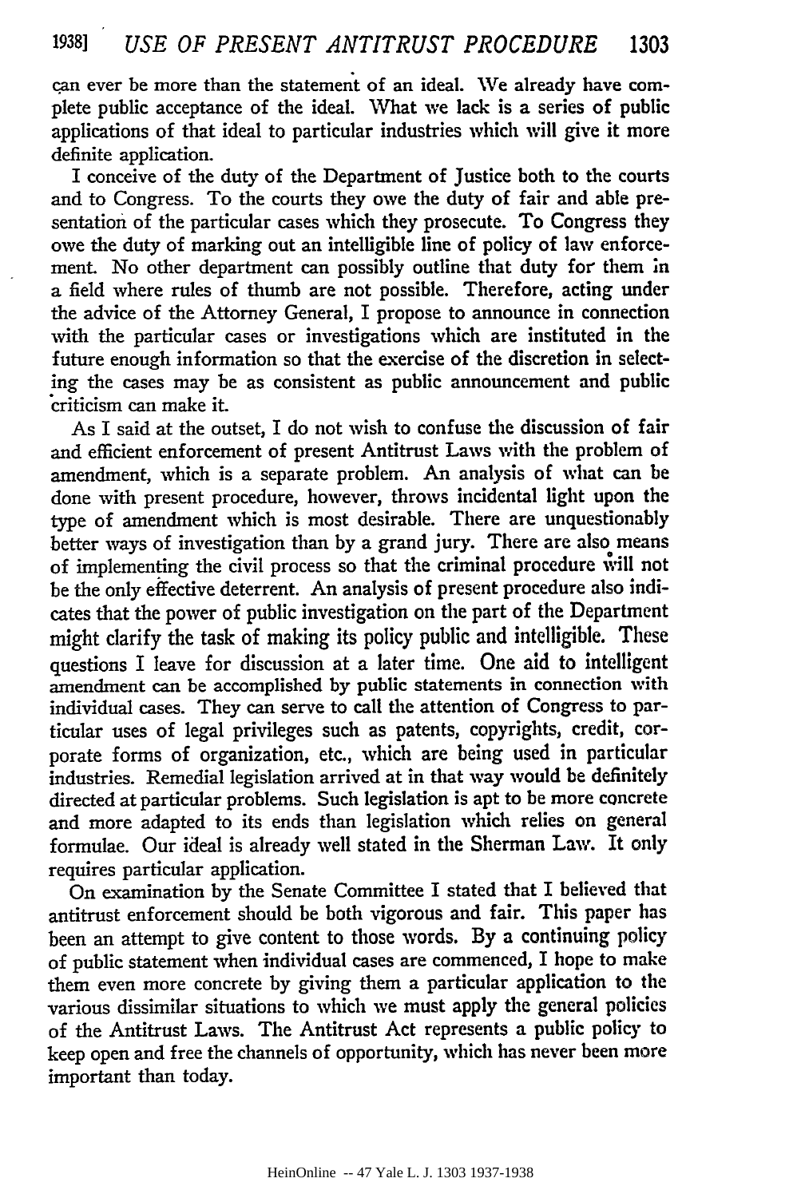can ever be more than the statement of an ideal. We already have complete public acceptance of the ideal. What we lack is a series of public applications of that ideal to particular industries which will give it more definite application.

I conceive of the duty of the Department of Justice both to the courts and to Congress. To the courts they owe the duty of fair and able presentation of the particular cases which they prosecute. To Congress they owe the duty of marking out an intelligible line of policy of law enforcement. No other department can possibly outline that duty for them in a field where rules of thumb are not possible. Therefore, acting under the advice of the Attorney General, I propose to announce in connection with the particular cases or investigations which are instituted in the future enough information so that the exercise of the discretion in selecting the cases may be as consistent as public announcement and public criticism can make it.

As I said at the outset, I do not wish to confuse the discussion of fair and efficient enforcement of present Antitrust Laws with the problem of amendment, which is a separate problem. An analysis of what can be done with present procedure, however, throws incidental light upon the type of amendment which is most desirable. There are unquestionably better ways of investigation than by a grand jury. There are also means of implementing the civil process so that the criminal procedure will not be the only effective deterrent. An analysis of present procedure also indicates that the power of public investigation on the part of the Department might clarify the task of making its policy public and intelligible. These questions I leave for discussion at a later time. One aid to intelligent amendment can be accomplished by public statements in connection with individual cases. They can serve to call the attention of Congress to particular uses of legal privileges such as patents, copyrights, credit, corporate forms of organization, etc., which are being used in particular industries. Remedial legislation arrived at in that way would be definitely directed at particular problems. Such legislation is apt to be more concrete and more adapted to its ends than legislation which relies on general formulae. Our ideal is already well stated in the Sherman Law. It only requires particular application.

On examination by the Senate Committee I stated that I believed that antitrust enforcement should be both vigorous and fair. This paper has been an attempt to give content to those words. By a continuing policy of public statement when individual cases are commenced, I hope to make them even more concrete by giving them a particular application to the various dissimilar situations to which we must apply the general policies of the Antitrust Laws. The Antitrust Act represents a public policy to keep open and free the channels of opportunity, which has never been more important than today.